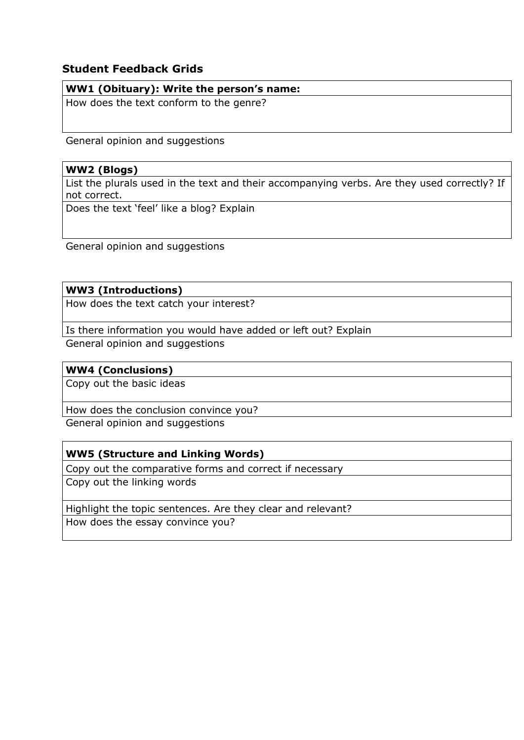## Student Feedback Grids

| **WW1 (Obituary): Write the person's name:** |
|---|
| How does the text conform to the genre? |

General opinion and suggestions

| **WW2 (Blogs)** |
|---|
| List the plurals used in the text and their accompanying verbs. Are they used correctly? If not correct. |
| Does the text 'feel' like a blog? Explain |

General opinion and suggestions

| **WW3 (Introductions)** |
|---|
| How does the text catch your interest? |
| Is there information you would have added or left out? Explain |

General opinion and suggestions

| **WW4 (Conclusions)** |
|---|
| Copy out the basic ideas |
| How does the conclusion convince you? |

General opinion and suggestions

| **WW5 (Structure and Linking Words)** |
|---|
| Copy out the comparative forms and correct if necessary |
| Copy out the linking words |
| Highlight the topic sentences. Are they clear and relevant? |
| How does the essay convince you? |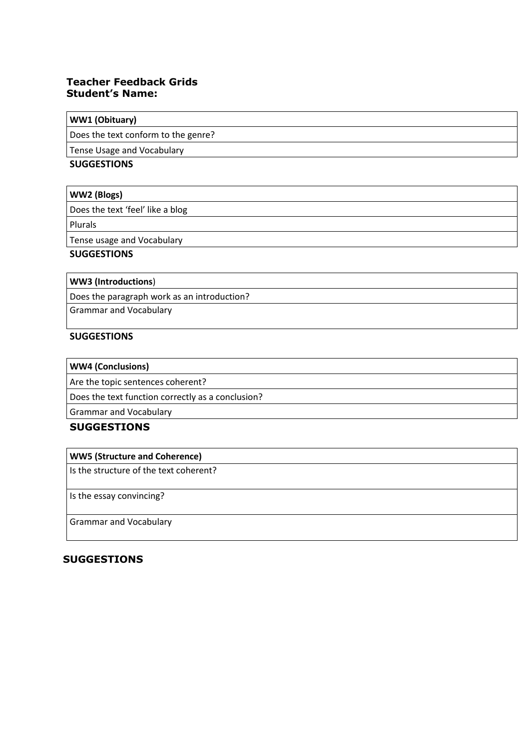**Teacher Feedback Grids**
**Student's Name:**

| **WW1 (Obituary)** |
|---|
| Does the text conform to the genre? |
| Tense Usage and Vocabulary |

**SUGGESTIONS**

| **WW2 (Blogs)** |
|---|
| Does the text 'feel' like a blog |
| Plurals |
| Tense usage and Vocabulary |

**SUGGESTIONS**

| **WW3 (Introductions**) |
|---|
| Does the paragraph work as an introduction? |
| Grammar and Vocabulary |

**SUGGESTIONS**

| **WW4 (Conclusions)** |
|---|
| Are the topic sentences coherent? |
| Does the text function correctly as a conclusion? |
| Grammar and Vocabulary |

**SUGGESTIONS**

| **WW5 (Structure and Coherence)** |
|---|
| Is the structure of the text coherent? |
| Is the essay convincing? |
| Grammar and Vocabulary |

**SUGGESTIONS**